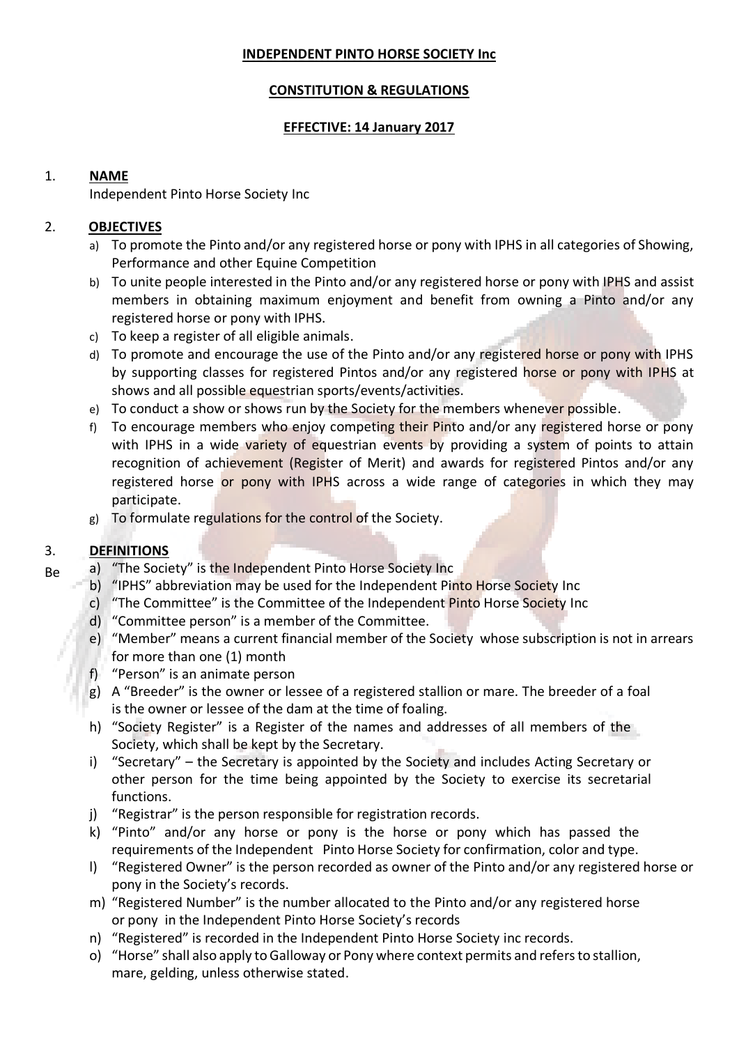**INDEPENDENT PINTO HORSE SOCIETY Inc**

**CONSTITUTION & REGULATIONS**

**EFFECTIVE: 14 January 2017**

## 1. NAME

Independent Pinto Horse Society Inc

## 2. OBJECTIVES

a) To promote the Pinto and/or any registered horse or pony with IPHS in all categories of Showing, Performance and other Equine Competition

b) To unite people interested in the Pinto and/or any registered horse or pony with IPHS and assist members in obtaining maximum enjoyment and benefit from owning a Pinto and/or any registered horse or pony with IPHS.

c) To keep a register of all eligible animals.

d) To promote and encourage the use of the Pinto and/or any registered horse or pony with IPHS by supporting classes for registered Pintos and/or any registered horse or pony with IPHS at shows and all possible equestrian sports/events/activities.

e) To conduct a show or shows run by the Society for the members whenever possible.

f) To encourage members who enjoy competing their Pinto and/or any registered horse or pony with IPHS in a wide variety of equestrian events by providing a system of points to attain recognition of achievement (Register of Merit) and awards for registered Pintos and/or any registered horse or pony with IPHS across a wide range of categories in which they may participate.

g) To formulate regulations for the control of the Society.

## 3. DEFINITIONS

Be

a) "The Society" is the Independent Pinto Horse Society Inc

b) "IPHS" abbreviation may be used for the Independent Pinto Horse Society Inc

c) "The Committee" is the Committee of the Independent Pinto Horse Society Inc

d) "Committee person" is a member of the Committee.

e) "Member" means a current financial member of the Society whose subscription is not in arrears for more than one (1) month

f) "Person" is an animate person

g) A "Breeder" is the owner or lessee of a registered stallion or mare. The breeder of a foal is the owner or lessee of the dam at the time of foaling.

h) "Society Register" is a Register of the names and addresses of all members of the Society, which shall be kept by the Secretary.

i) "Secretary" – the Secretary is appointed by the Society and includes Acting Secretary or other person for the time being appointed by the Society to exercise its secretarial functions.

j) "Registrar" is the person responsible for registration records.

k) "Pinto" and/or any horse or pony is the horse or pony which has passed the requirements of the Independent Pinto Horse Society for confirmation, color and type.

l) "Registered Owner" is the person recorded as owner of the Pinto and/or any registered horse or pony in the Society's records.

m) "Registered Number" is the number allocated to the Pinto and/or any registered horse or pony in the Independent Pinto Horse Society's records

n) "Registered" is recorded in the Independent Pinto Horse Society inc records.

o) "Horse" shall also apply to Galloway or Pony where context permits and refers to stallion, mare, gelding, unless otherwise stated.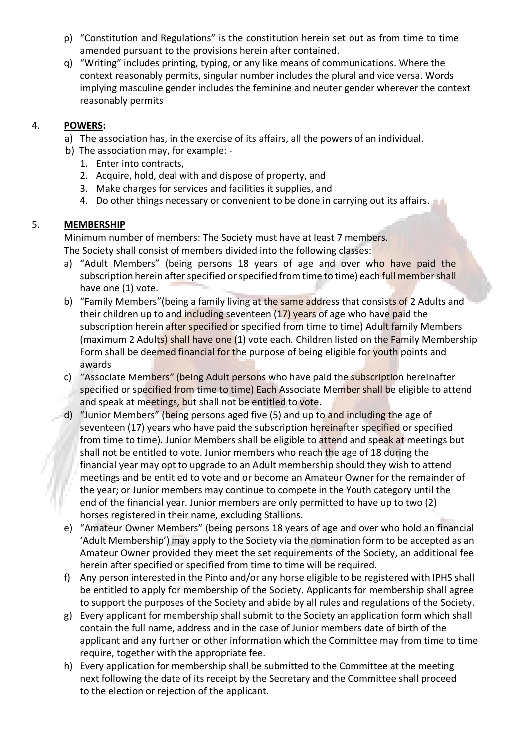p) "Constitution and Regulations" is the constitution herein set out as from time to time amended pursuant to the provisions herein after contained.

q) "Writing" includes printing, typing, or any like means of communications. Where the context reasonably permits, singular number includes the plural and vice versa. Words implying masculine gender includes the feminine and neuter gender wherever the context reasonably permits

## 4. **POWERS:**

a) The association has, in the exercise of its affairs, all the powers of an individual.

b) The association may, for example: -

1. Enter into contracts,
2. Acquire, hold, deal with and dispose of property, and
3. Make charges for services and facilities it supplies, and
4. Do other things necessary or convenient to be done in carrying out its affairs.

## 5. **MEMBERSHIP**

Minimum number of members: The Society must have at least 7 members.

The Society shall consist of members divided into the following classes:

a) "Adult Members" (being persons 18 years of age and over who have paid the subscription herein after specified or specified from time to time) each full member shall have one (1) vote.

b) "Family Members"(being a family living at the same address that consists of 2 Adults and their children up to and including seventeen (17) years of age who have paid the subscription herein after specified or specified from time to time) Adult family Members (maximum 2 Adults) shall have one (1) vote each. Children listed on the Family Membership Form shall be deemed financial for the purpose of being eligible for youth points and awards

c) "Associate Members" (being Adult persons who have paid the subscription hereinafter specified or specified from time to time) Each Associate Member shall be eligible to attend and speak at meetings, but shall not be entitled to vote.

d) "Junior Members" (being persons aged five (5) and up to and including the age of seventeen (17) years who have paid the subscription hereinafter specified or specified from time to time). Junior Members shall be eligible to attend and speak at meetings but shall not be entitled to vote. Junior members who reach the age of 18 during the financial year may opt to upgrade to an Adult membership should they wish to attend meetings and be entitled to vote and or become an Amateur Owner for the remainder of the year; or Junior members may continue to compete in the Youth category until the end of the financial year. Junior members are only permitted to have up to two (2) horses registered in their name, excluding Stallions.

e) "Amateur Owner Members" (being persons 18 years of age and over who hold an financial 'Adult Membership') may apply to the Society via the nomination form to be accepted as an Amateur Owner provided they meet the set requirements of the Society, an additional fee herein after specified or specified from time to time will be required.

f) Any person interested in the Pinto and/or any horse eligible to be registered with IPHS shall be entitled to apply for membership of the Society. Applicants for membership shall agree to support the purposes of the Society and abide by all rules and regulations of the Society.

g) Every applicant for membership shall submit to the Society an application form which shall contain the full name, address and in the case of Junior members date of birth of the applicant and any further or other information which the Committee may from time to time require, together with the appropriate fee.

h) Every application for membership shall be submitted to the Committee at the meeting next following the date of its receipt by the Secretary and the Committee shall proceed to the election or rejection of the applicant.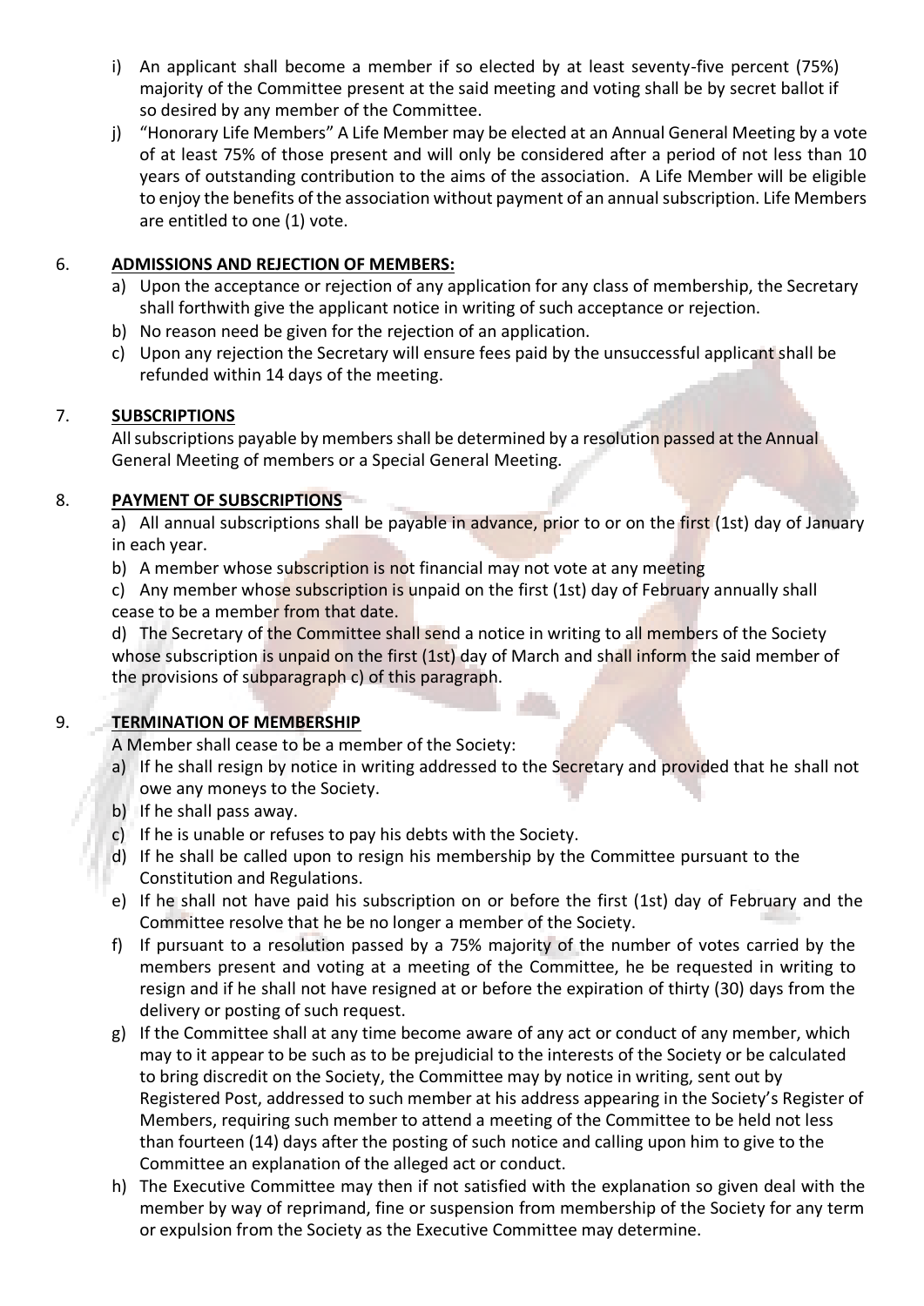i) An applicant shall become a member if so elected by at least seventy-five percent (75%) majority of the Committee present at the said meeting and voting shall be by secret ballot if so desired by any member of the Committee.

j) "Honorary Life Members" A Life Member may be elected at an Annual General Meeting by a vote of at least 75% of those present and will only be considered after a period of not less than 10 years of outstanding contribution to the aims of the association. A Life Member will be eligible to enjoy the benefits of the association without payment of an annual subscription. Life Members are entitled to one (1) vote.

## 6. ADMISSIONS AND REJECTION OF MEMBERS:

a) Upon the acceptance or rejection of any application for any class of membership, the Secretary shall forthwith give the applicant notice in writing of such acceptance or rejection.

b) No reason need be given for the rejection of an application.

c) Upon any rejection the Secretary will ensure fees paid by the unsuccessful applicant shall be refunded within 14 days of the meeting.

## 7. SUBSCRIPTIONS

All subscriptions payable by members shall be determined by a resolution passed at the Annual General Meeting of members or a Special General Meeting.

## 8. PAYMENT OF SUBSCRIPTIONS

a) All annual subscriptions shall be payable in advance, prior to or on the first (1st) day of January in each year.

b) A member whose subscription is not financial may not vote at any meeting

c) Any member whose subscription is unpaid on the first (1st) day of February annually shall cease to be a member from that date.

d) The Secretary of the Committee shall send a notice in writing to all members of the Society whose subscription is unpaid on the first (1st) day of March and shall inform the said member of the provisions of subparagraph c) of this paragraph.

## 9. TERMINATION OF MEMBERSHIP

A Member shall cease to be a member of the Society:

a) If he shall resign by notice in writing addressed to the Secretary and provided that he shall not owe any moneys to the Society.

b) If he shall pass away.

c) If he is unable or refuses to pay his debts with the Society.

d) If he shall be called upon to resign his membership by the Committee pursuant to the Constitution and Regulations.

e) If he shall not have paid his subscription on or before the first (1st) day of February and the Committee resolve that he be no longer a member of the Society.

f) If pursuant to a resolution passed by a 75% majority of the number of votes carried by the members present and voting at a meeting of the Committee, he be requested in writing to resign and if he shall not have resigned at or before the expiration of thirty (30) days from the delivery or posting of such request.

g) If the Committee shall at any time become aware of any act or conduct of any member, which may to it appear to be such as to be prejudicial to the interests of the Society or be calculated to bring discredit on the Society, the Committee may by notice in writing, sent out by Registered Post, addressed to such member at his address appearing in the Society's Register of Members, requiring such member to attend a meeting of the Committee to be held not less than fourteen (14) days after the posting of such notice and calling upon him to give to the Committee an explanation of the alleged act or conduct.

h) The Executive Committee may then if not satisfied with the explanation so given deal with the member by way of reprimand, fine or suspension from membership of the Society for any term or expulsion from the Society as the Executive Committee may determine.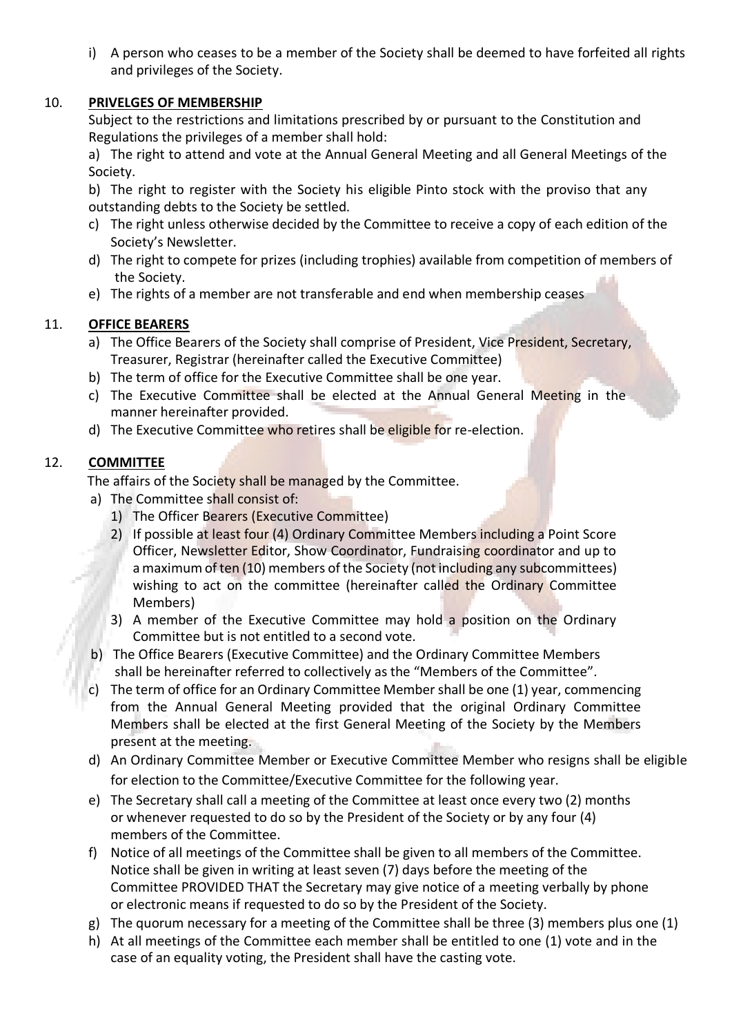i) A person who ceases to be a member of the Society shall be deemed to have forfeited all rights and privileges of the Society.

## 10. PRIVELGES OF MEMBERSHIP

Subject to the restrictions and limitations prescribed by or pursuant to the Constitution and Regulations the privileges of a member shall hold:

a) The right to attend and vote at the Annual General Meeting and all General Meetings of the Society.

b) The right to register with the Society his eligible Pinto stock with the proviso that any outstanding debts to the Society be settled.

c) The right unless otherwise decided by the Committee to receive a copy of each edition of the Society's Newsletter.

d) The right to compete for prizes (including trophies) available from competition of members of the Society.

e) The rights of a member are not transferable and end when membership ceases

## 11. OFFICE BEARERS

a) The Office Bearers of the Society shall comprise of President, Vice President, Secretary, Treasurer, Registrar (hereinafter called the Executive Committee)

b) The term of office for the Executive Committee shall be one year.

c) The Executive Committee shall be elected at the Annual General Meeting in the manner hereinafter provided.

d) The Executive Committee who retires shall be eligible for re-election.

## 12. COMMITTEE

The affairs of the Society shall be managed by the Committee.

a) The Committee shall consist of:
   1) The Officer Bearers (Executive Committee)
   2) If possible at least four (4) Ordinary Committee Members including a Point Score Officer, Newsletter Editor, Show Coordinator, Fundraising coordinator and up to a maximum of ten (10) members of the Society (not including any subcommittees) wishing to act on the committee (hereinafter called the Ordinary Committee Members)
   3) A member of the Executive Committee may hold a position on the Ordinary Committee but is not entitled to a second vote.

b) The Office Bearers (Executive Committee) and the Ordinary Committee Members shall be hereinafter referred to collectively as the "Members of the Committee".

c) The term of office for an Ordinary Committee Member shall be one (1) year, commencing from the Annual General Meeting provided that the original Ordinary Committee Members shall be elected at the first General Meeting of the Society by the Members present at the meeting.

d) An Ordinary Committee Member or Executive Committee Member who resigns shall be eligible for election to the Committee/Executive Committee for the following year.

e) The Secretary shall call a meeting of the Committee at least once every two (2) months or whenever requested to do so by the President of the Society or by any four (4) members of the Committee.

f) Notice of all meetings of the Committee shall be given to all members of the Committee. Notice shall be given in writing at least seven (7) days before the meeting of the Committee PROVIDED THAT the Secretary may give notice of a meeting verbally by phone or electronic means if requested to do so by the President of the Society.

g) The quorum necessary for a meeting of the Committee shall be three (3) members plus one (1)

h) At all meetings of the Committee each member shall be entitled to one (1) vote and in the case of an equality voting, the President shall have the casting vote.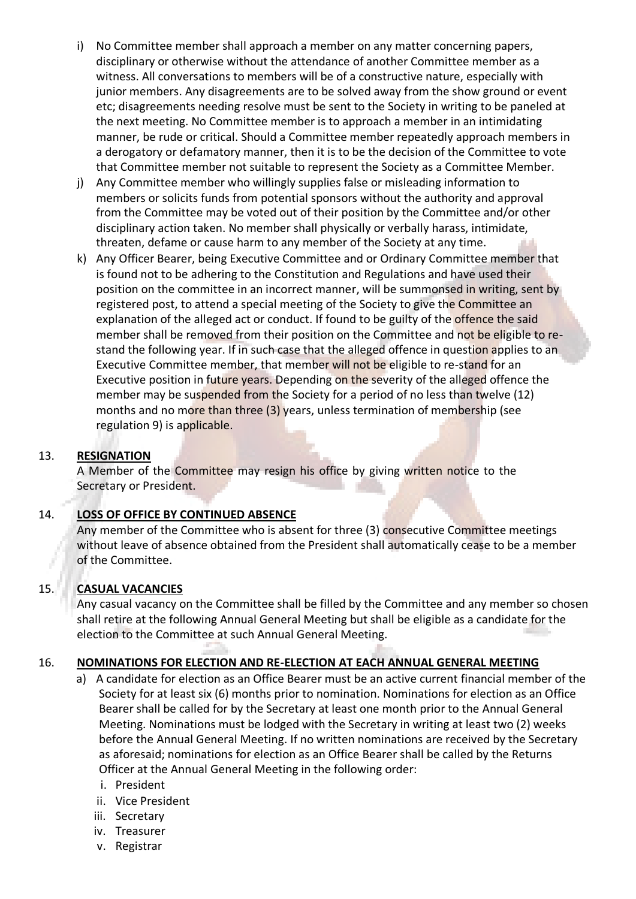i) No Committee member shall approach a member on any matter concerning papers, disciplinary or otherwise without the attendance of another Committee member as a witness. All conversations to members will be of a constructive nature, especially with junior members. Any disagreements are to be solved away from the show ground or event etc; disagreements needing resolve must be sent to the Society in writing to be paneled at the next meeting. No Committee member is to approach a member in an intimidating manner, be rude or critical. Should a Committee member repeatedly approach members in a derogatory or defamatory manner, then it is to be the decision of the Committee to vote that Committee member not suitable to represent the Society as a Committee Member.

j) Any Committee member who willingly supplies false or misleading information to members or solicits funds from potential sponsors without the authority and approval from the Committee may be voted out of their position by the Committee and/or other disciplinary action taken. No member shall physically or verbally harass, intimidate, threaten, defame or cause harm to any member of the Society at any time.

k) Any Officer Bearer, being Executive Committee and or Ordinary Committee member that is found not to be adhering to the Constitution and Regulations and have used their position on the committee in an incorrect manner, will be summonsed in writing, sent by registered post, to attend a special meeting of the Society to give the Committee an explanation of the alleged act or conduct. If found to be guilty of the offence the said member shall be removed from their position on the Committee and not be eligible to re-stand the following year. If in such case that the alleged offence in question applies to an Executive Committee member, that member will not be eligible to re-stand for an Executive position in future years. Depending on the severity of the alleged offence the member may be suspended from the Society for a period of no less than twelve (12) months and no more than three (3) years, unless termination of membership (see regulation 9) is applicable.

## 13. RESIGNATION

A Member of the Committee may resign his office by giving written notice to the Secretary or President.

## 14. LOSS OF OFFICE BY CONTINUED ABSENCE

Any member of the Committee who is absent for three (3) consecutive Committee meetings without leave of absence obtained from the President shall automatically cease to be a member of the Committee.

## 15. CASUAL VACANCIES

Any casual vacancy on the Committee shall be filled by the Committee and any member so chosen shall retire at the following Annual General Meeting but shall be eligible as a candidate for the election to the Committee at such Annual General Meeting.

## 16. NOMINATIONS FOR ELECTION AND RE-ELECTION AT EACH ANNUAL GENERAL MEETING

a) A candidate for election as an Office Bearer must be an active current financial member of the Society for at least six (6) months prior to nomination. Nominations for election as an Office Bearer shall be called for by the Secretary at least one month prior to the Annual General Meeting. Nominations must be lodged with the Secretary in writing at least two (2) weeks before the Annual General Meeting. If no written nominations are received by the Secretary as aforesaid; nominations for election as an Office Bearer shall be called by the Returns Officer at the Annual General Meeting in the following order:

   i. President
   ii. Vice President
   iii. Secretary
   iv. Treasurer
   v. Registrar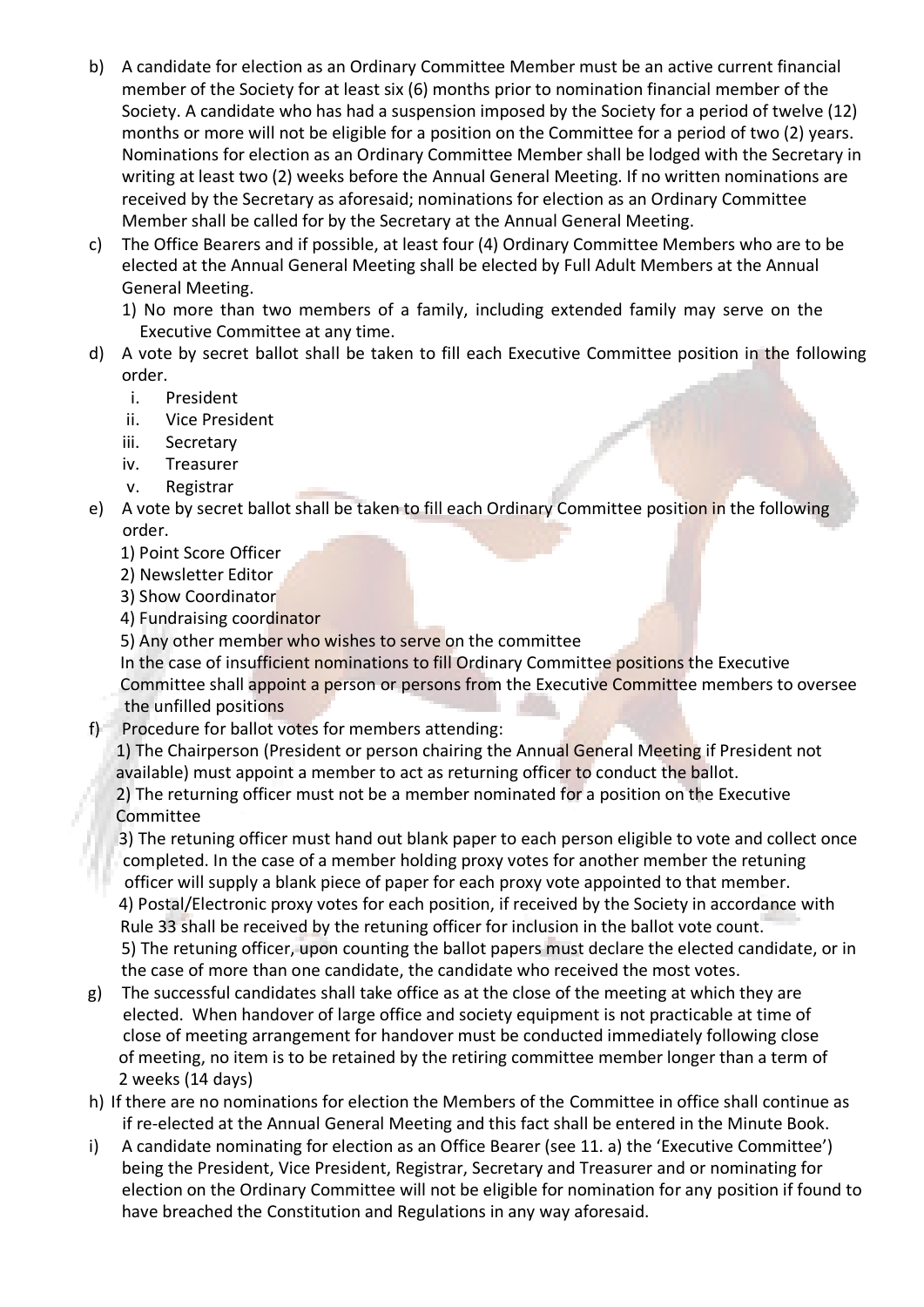b) A candidate for election as an Ordinary Committee Member must be an active current financial member of the Society for at least six (6) months prior to nomination financial member of the Society. A candidate who has had a suspension imposed by the Society for a period of twelve (12) months or more will not be eligible for a position on the Committee for a period of two (2) years. Nominations for election as an Ordinary Committee Member shall be lodged with the Secretary in writing at least two (2) weeks before the Annual General Meeting. If no written nominations are received by the Secretary as aforesaid; nominations for election as an Ordinary Committee Member shall be called for by the Secretary at the Annual General Meeting.

c) The Office Bearers and if possible, at least four (4) Ordinary Committee Members who are to be elected at the Annual General Meeting shall be elected by Full Adult Members at the Annual General Meeting.

   1) No more than two members of a family, including extended family may serve on the Executive Committee at any time.

d) A vote by secret ballot shall be taken to fill each Executive Committee position in the following order.

   i. President
   ii. Vice President
   iii. Secretary
   iv. Treasurer
   v. Registrar

e) A vote by secret ballot shall be taken to fill each Ordinary Committee position in the following order.

   1) Point Score Officer
   2) Newsletter Editor
   3) Show Coordinator
   4) Fundraising coordinator
   5) Any other member who wishes to serve on the committee

   In the case of insufficient nominations to fill Ordinary Committee positions the Executive Committee shall appoint a person or persons from the Executive Committee members to oversee the unfilled positions

f) Procedure for ballot votes for members attending:

   1) The Chairperson (President or person chairing the Annual General Meeting if President not available) must appoint a member to act as returning officer to conduct the ballot.
   2) The returning officer must not be a member nominated for a position on the Executive Committee
   3) The retuning officer must hand out blank paper to each person eligible to vote and collect once completed. In the case of a member holding proxy votes for another member the retuning officer will supply a blank piece of paper for each proxy vote appointed to that member.
   4) Postal/Electronic proxy votes for each position, if received by the Society in accordance with Rule 33 shall be received by the retuning officer for inclusion in the ballot vote count.
   5) The retuning officer, upon counting the ballot papers must declare the elected candidate, or in the case of more than one candidate, the candidate who received the most votes.

g) The successful candidates shall take office as at the close of the meeting at which they are elected. When handover of large office and society equipment is not practicable at time of close of meeting arrangement for handover must be conducted immediately following close of meeting, no item is to be retained by the retiring committee member longer than a term of 2 weeks (14 days)

h) If there are no nominations for election the Members of the Committee in office shall continue as if re-elected at the Annual General Meeting and this fact shall be entered in the Minute Book.

i) A candidate nominating for election as an Office Bearer (see 11. a) the 'Executive Committee') being the President, Vice President, Registrar, Secretary and Treasurer and or nominating for election on the Ordinary Committee will not be eligible for nomination for any position if found to have breached the Constitution and Regulations in any way aforesaid.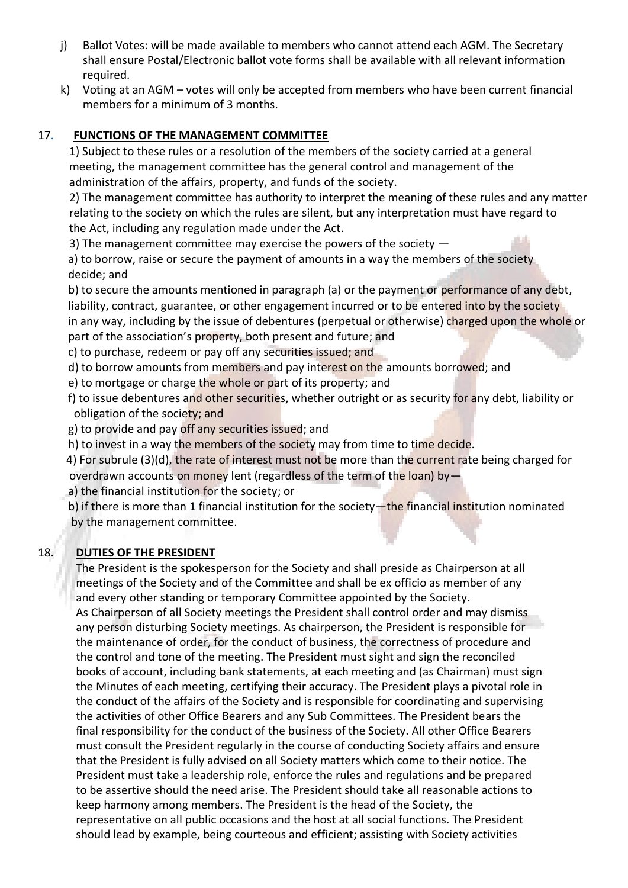j) Ballot Votes: will be made available to members who cannot attend each AGM. The Secretary shall ensure Postal/Electronic ballot vote forms shall be available with all relevant information required.

k) Voting at an AGM – votes will only be accepted from members who have been current financial members for a minimum of 3 months.

## 17. FUNCTIONS OF THE MANAGEMENT COMMITTEE

1) Subject to these rules or a resolution of the members of the society carried at a general meeting, the management committee has the general control and management of the administration of the affairs, property, and funds of the society.

2) The management committee has authority to interpret the meaning of these rules and any matter relating to the society on which the rules are silent, but any interpretation must have regard to the Act, including any regulation made under the Act.

3) The management committee may exercise the powers of the society —

a) to borrow, raise or secure the payment of amounts in a way the members of the society decide; and

b) to secure the amounts mentioned in paragraph (a) or the payment or performance of any debt, liability, contract, guarantee, or other engagement incurred or to be entered into by the society in any way, including by the issue of debentures (perpetual or otherwise) charged upon the whole or part of the association's property, both present and future; and

c) to purchase, redeem or pay off any securities issued; and

d) to borrow amounts from members and pay interest on the amounts borrowed; and

e) to mortgage or charge the whole or part of its property; and

f) to issue debentures and other securities, whether outright or as security for any debt, liability or obligation of the society; and

g) to provide and pay off any securities issued; and

h) to invest in a way the members of the society may from time to time decide.

4) For subrule (3)(d), the rate of interest must not be more than the current rate being charged for overdrawn accounts on money lent (regardless of the term of the loan) by—

a) the financial institution for the society; or

b) if there is more than 1 financial institution for the society—the financial institution nominated by the management committee.

## 18. DUTIES OF THE PRESIDENT

The President is the spokesperson for the Society and shall preside as Chairperson at all meetings of the Society and of the Committee and shall be ex officio as member of any and every other standing or temporary Committee appointed by the Society.

As Chairperson of all Society meetings the President shall control order and may dismiss any person disturbing Society meetings. As chairperson, the President is responsible for the maintenance of order, for the conduct of business, the correctness of procedure and the control and tone of the meeting. The President must sight and sign the reconciled books of account, including bank statements, at each meeting and (as Chairman) must sign the Minutes of each meeting, certifying their accuracy. The President plays a pivotal role in the conduct of the affairs of the Society and is responsible for coordinating and supervising the activities of other Office Bearers and any Sub Committees. The President bears the final responsibility for the conduct of the business of the Society. All other Office Bearers must consult the President regularly in the course of conducting Society affairs and ensure that the President is fully advised on all Society matters which come to their notice. The President must take a leadership role, enforce the rules and regulations and be prepared to be assertive should the need arise. The President should take all reasonable actions to keep harmony among members. The President is the head of the Society, the representative on all public occasions and the host at all social functions. The President should lead by example, being courteous and efficient; assisting with Society activities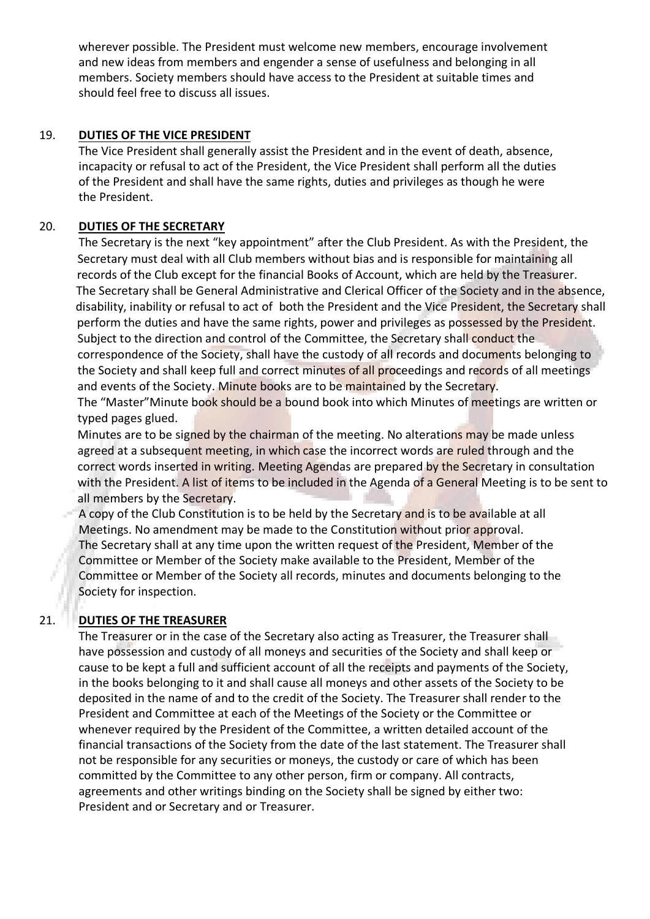wherever possible. The President must welcome new members, encourage involvement and new ideas from members and engender a sense of usefulness and belonging in all members. Society members should have access to the President at suitable times and should feel free to discuss all issues.

## 19. DUTIES OF THE VICE PRESIDENT

The Vice President shall generally assist the President and in the event of death, absence, incapacity or refusal to act of the President, the Vice President shall perform all the duties of the President and shall have the same rights, duties and privileges as though he were the President.

## 20. DUTIES OF THE SECRETARY

The Secretary is the next "key appointment" after the Club President. As with the President, the Secretary must deal with all Club members without bias and is responsible for maintaining all records of the Club except for the financial Books of Account, which are held by the Treasurer. The Secretary shall be General Administrative and Clerical Officer of the Society and in the absence, disability, inability or refusal to act of both the President and the Vice President, the Secretary shall perform the duties and have the same rights, power and privileges as possessed by the President. Subject to the direction and control of the Committee, the Secretary shall conduct the correspondence of the Society, shall have the custody of all records and documents belonging to the Society and shall keep full and correct minutes of all proceedings and records of all meetings and events of the Society. Minute books are to be maintained by the Secretary.

The "Master"Minute book should be a bound book into which Minutes of meetings are written or typed pages glued.

Minutes are to be signed by the chairman of the meeting. No alterations may be made unless agreed at a subsequent meeting, in which case the incorrect words are ruled through and the correct words inserted in writing. Meeting Agendas are prepared by the Secretary in consultation with the President. A list of items to be included in the Agenda of a General Meeting is to be sent to all members by the Secretary.

A copy of the Club Constitution is to be held by the Secretary and is to be available at all Meetings. No amendment may be made to the Constitution without prior approval.

The Secretary shall at any time upon the written request of the President, Member of the Committee or Member of the Society make available to the President, Member of the Committee or Member of the Society all records, minutes and documents belonging to the Society for inspection.

## 21. DUTIES OF THE TREASURER

The Treasurer or in the case of the Secretary also acting as Treasurer, the Treasurer shall have possession and custody of all moneys and securities of the Society and shall keep or cause to be kept a full and sufficient account of all the receipts and payments of the Society, in the books belonging to it and shall cause all moneys and other assets of the Society to be deposited in the name of and to the credit of the Society. The Treasurer shall render to the President and Committee at each of the Meetings of the Society or the Committee or whenever required by the President of the Committee, a written detailed account of the financial transactions of the Society from the date of the last statement. The Treasurer shall not be responsible for any securities or moneys, the custody or care of which has been committed by the Committee to any other person, firm or company. All contracts, agreements and other writings binding on the Society shall be signed by either two: President and or Secretary and or Treasurer.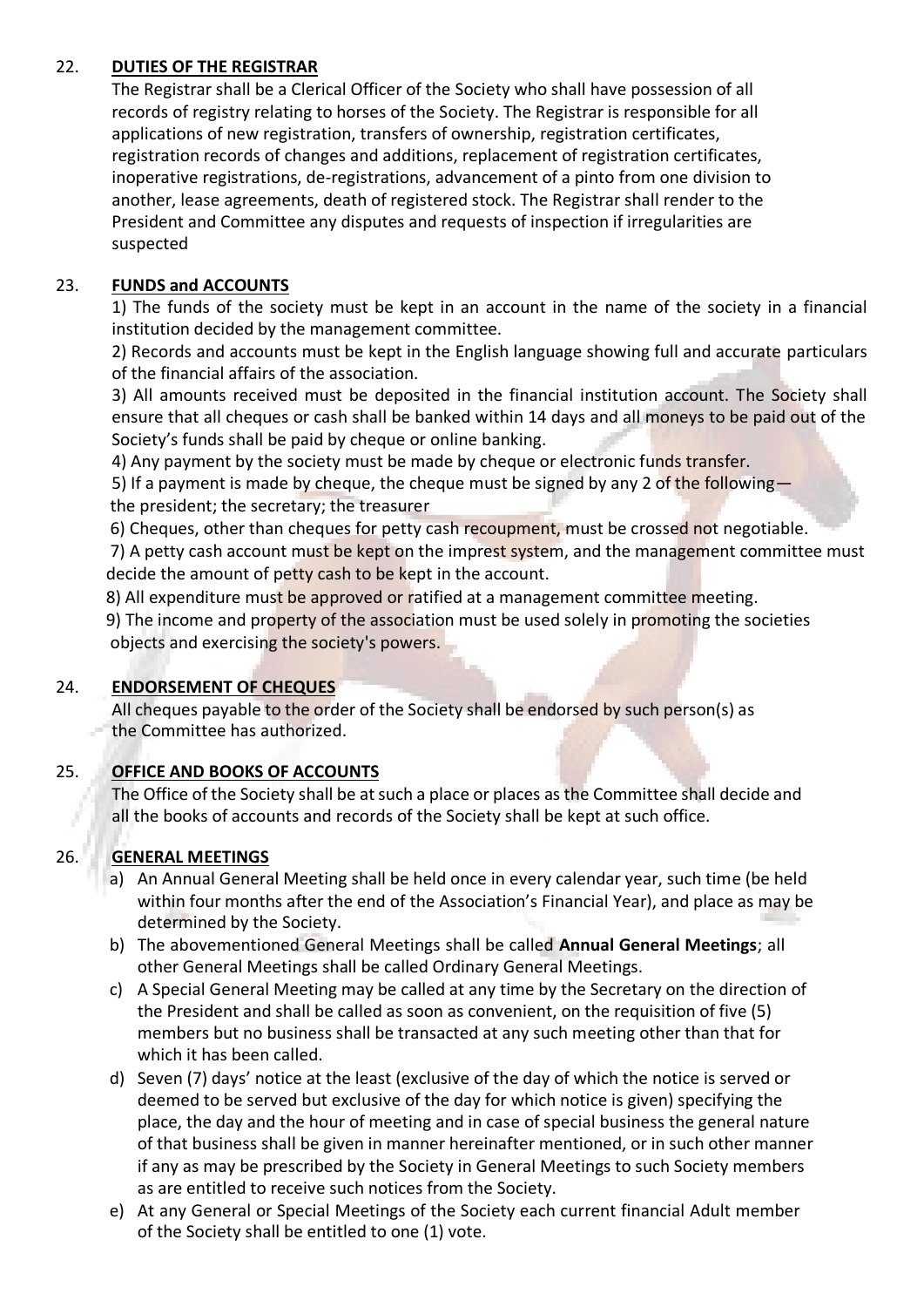## 22. DUTIES OF THE REGISTRAR

The Registrar shall be a Clerical Officer of the Society who shall have possession of all records of registry relating to horses of the Society. The Registrar is responsible for all applications of new registration, transfers of ownership, registration certificates, registration records of changes and additions, replacement of registration certificates, inoperative registrations, de-registrations, advancement of a pinto from one division to another, lease agreements, death of registered stock. The Registrar shall render to the President and Committee any disputes and requests of inspection if irregularities are suspected

## 23. FUNDS and ACCOUNTS

1) The funds of the society must be kept in an account in the name of the society in a financial institution decided by the management committee.

2) Records and accounts must be kept in the English language showing full and accurate particulars of the financial affairs of the association.

3) All amounts received must be deposited in the financial institution account. The Society shall ensure that all cheques or cash shall be banked within 14 days and all moneys to be paid out of the Society's funds shall be paid by cheque or online banking.

4) Any payment by the society must be made by cheque or electronic funds transfer.

5) If a payment is made by cheque, the cheque must be signed by any 2 of the following— the president; the secretary; the treasurer

6) Cheques, other than cheques for petty cash recoupment, must be crossed not negotiable.

7) A petty cash account must be kept on the imprest system, and the management committee must decide the amount of petty cash to be kept in the account.

8) All expenditure must be approved or ratified at a management committee meeting.

9) The income and property of the association must be used solely in promoting the societies objects and exercising the society's powers.

## 24. ENDORSEMENT OF CHEQUES

All cheques payable to the order of the Society shall be endorsed by such person(s) as the Committee has authorized.

## 25. OFFICE AND BOOKS OF ACCOUNTS

The Office of the Society shall be at such a place or places as the Committee shall decide and all the books of accounts and records of the Society shall be kept at such office.

## 26. GENERAL MEETINGS

a) An Annual General Meeting shall be held once in every calendar year, such time (be held within four months after the end of the Association's Financial Year), and place as may be determined by the Society.

b) The abovementioned General Meetings shall be called **Annual General Meetings**; all other General Meetings shall be called Ordinary General Meetings.

c) A Special General Meeting may be called at any time by the Secretary on the direction of the President and shall be called as soon as convenient, on the requisition of five (5) members but no business shall be transacted at any such meeting other than that for which it has been called.

d) Seven (7) days' notice at the least (exclusive of the day of which the notice is served or deemed to be served but exclusive of the day for which notice is given) specifying the place, the day and the hour of meeting and in case of special business the general nature of that business shall be given in manner hereinafter mentioned, or in such other manner if any as may be prescribed by the Society in General Meetings to such Society members as are entitled to receive such notices from the Society.

e) At any General or Special Meetings of the Society each current financial Adult member of the Society shall be entitled to one (1) vote.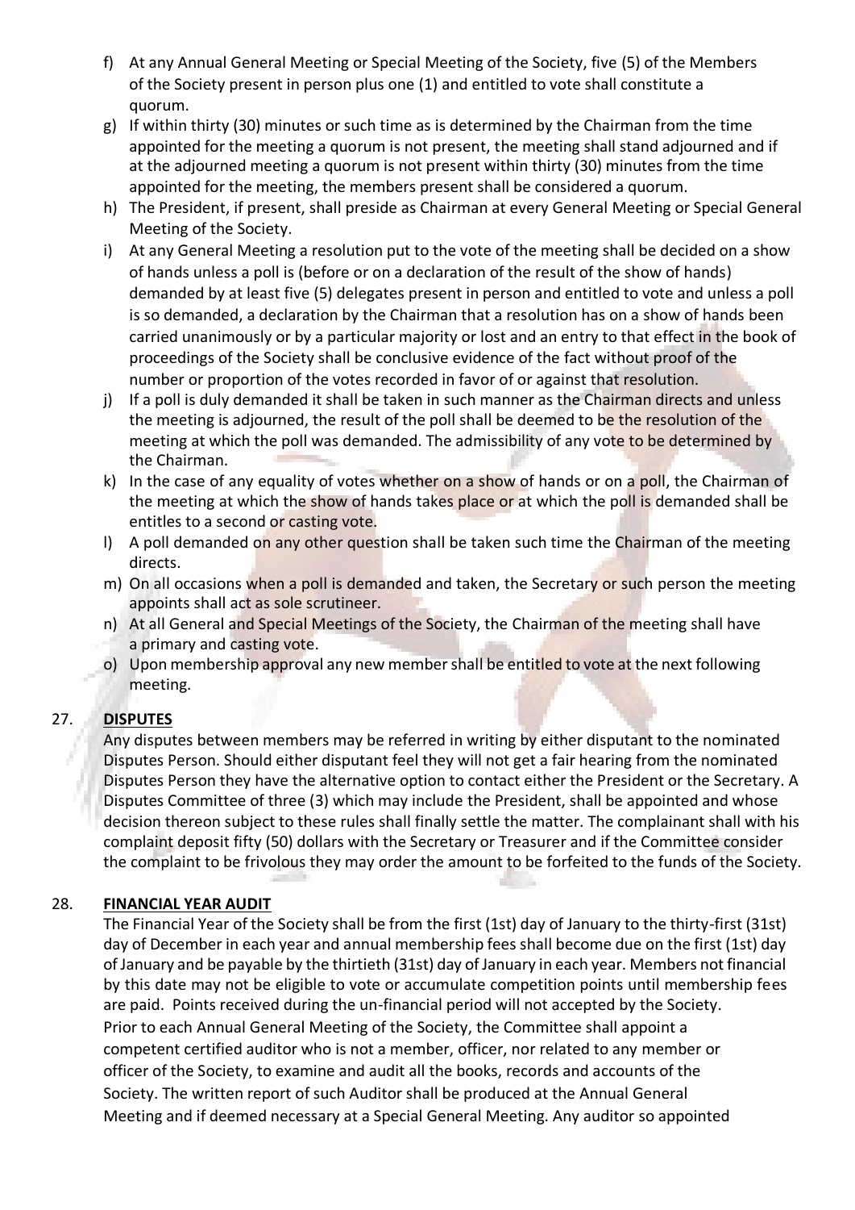f) At any Annual General Meeting or Special Meeting of the Society, five (5) of the Members of the Society present in person plus one (1) and entitled to vote shall constitute a quorum.
g) If within thirty (30) minutes or such time as is determined by the Chairman from the time appointed for the meeting a quorum is not present, the meeting shall stand adjourned and if at the adjourned meeting a quorum is not present within thirty (30) minutes from the time appointed for the meeting, the members present shall be considered a quorum.
h) The President, if present, shall preside as Chairman at every General Meeting or Special General Meeting of the Society.
i) At any General Meeting a resolution put to the vote of the meeting shall be decided on a show of hands unless a poll is (before or on a declaration of the result of the show of hands) demanded by at least five (5) delegates present in person and entitled to vote and unless a poll is so demanded, a declaration by the Chairman that a resolution has on a show of hands been carried unanimously or by a particular majority or lost and an entry to that effect in the book of proceedings of the Society shall be conclusive evidence of the fact without proof of the number or proportion of the votes recorded in favor of or against that resolution.
j) If a poll is duly demanded it shall be taken in such manner as the Chairman directs and unless the meeting is adjourned, the result of the poll shall be deemed to be the resolution of the meeting at which the poll was demanded. The admissibility of any vote to be determined by the Chairman.
k) In the case of any equality of votes whether on a show of hands or on a poll, the Chairman of the meeting at which the show of hands takes place or at which the poll is demanded shall be entitles to a second or casting vote.
l) A poll demanded on any other question shall be taken such time the Chairman of the meeting directs.
m) On all occasions when a poll is demanded and taken, the Secretary or such person the meeting appoints shall act as sole scrutineer.
n) At all General and Special Meetings of the Society, the Chairman of the meeting shall have a primary and casting vote.
o) Upon membership approval any new member shall be entitled to vote at the next following meeting.

## 27. **DISPUTES**

Any disputes between members may be referred in writing by either disputant to the nominated Disputes Person. Should either disputant feel they will not get a fair hearing from the nominated Disputes Person they have the alternative option to contact either the President or the Secretary. A Disputes Committee of three (3) which may include the President, shall be appointed and whose decision thereon subject to these rules shall finally settle the matter. The complainant shall with his complaint deposit fifty (50) dollars with the Secretary or Treasurer and if the Committee consider the complaint to be frivolous they may order the amount to be forfeited to the funds of the Society.

## 28. **FINANCIAL YEAR AUDIT**

The Financial Year of the Society shall be from the first (1st) day of January to the thirty-first (31st) day of December in each year and annual membership fees shall become due on the first (1st) day of January and be payable by the thirtieth (31st) day of January in each year. Members not financial by this date may not be eligible to vote or accumulate competition points until membership fees are paid. Points received during the un-financial period will not accepted by the Society.
Prior to each Annual General Meeting of the Society, the Committee shall appoint a competent certified auditor who is not a member, officer, nor related to any member or officer of the Society, to examine and audit all the books, records and accounts of the Society. The written report of such Auditor shall be produced at the Annual General Meeting and if deemed necessary at a Special General Meeting. Any auditor so appointed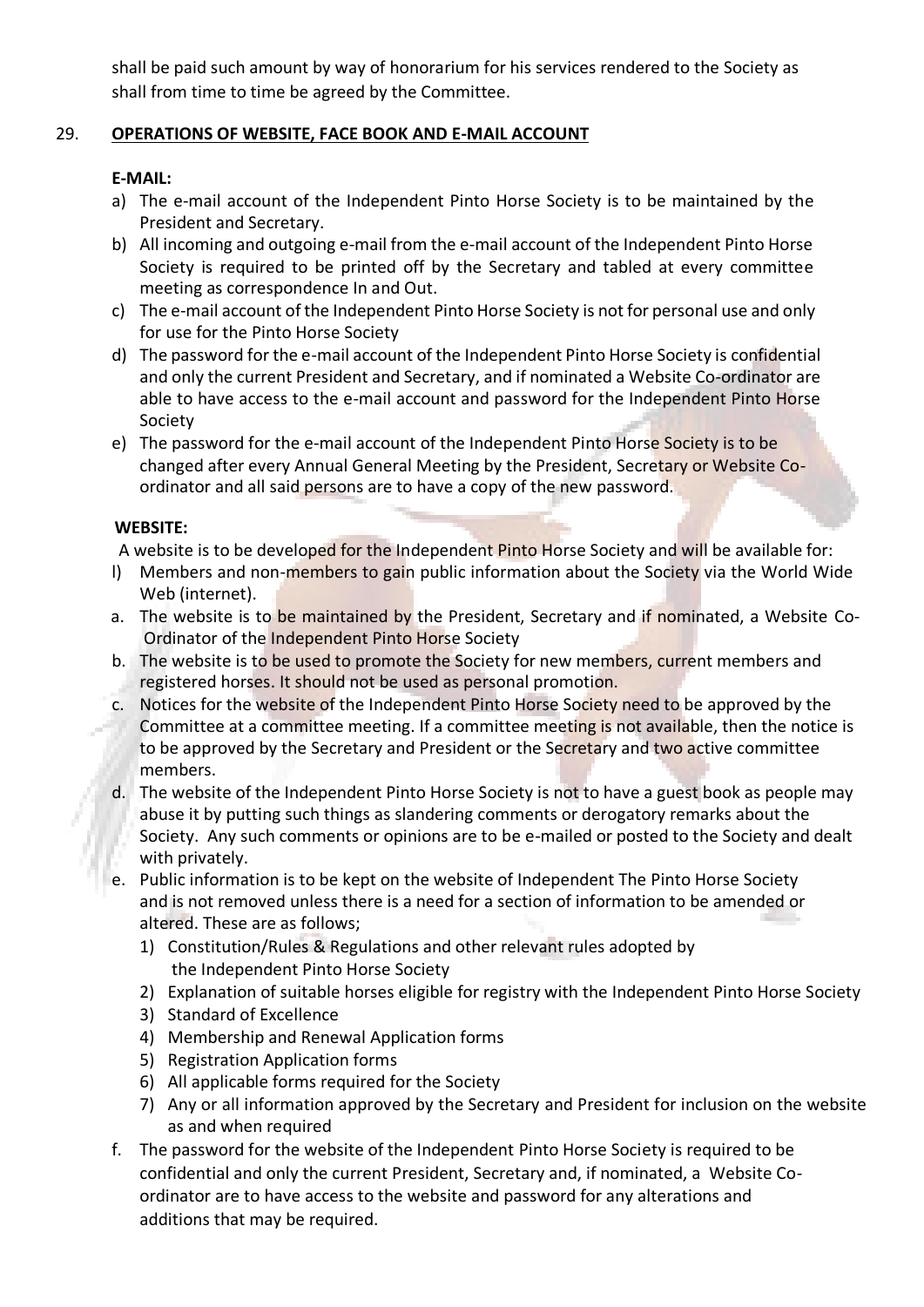shall be paid such amount by way of honorarium for his services rendered to the Society as shall from time to time be agreed by the Committee.

## 29. OPERATIONS OF WEBSITE, FACE BOOK AND E-MAIL ACCOUNT

**E-MAIL:**

a) The e-mail account of the Independent Pinto Horse Society is to be maintained by the President and Secretary.
b) All incoming and outgoing e-mail from the e-mail account of the Independent Pinto Horse Society is required to be printed off by the Secretary and tabled at every committee meeting as correspondence In and Out.
c) The e-mail account of the Independent Pinto Horse Society is not for personal use and only for use for the Pinto Horse Society
d) The password for the e-mail account of the Independent Pinto Horse Society is confidential and only the current President and Secretary, and if nominated a Website Co-ordinator are able to have access to the e-mail account and password for the Independent Pinto Horse Society
e) The password for the e-mail account of the Independent Pinto Horse Society is to be changed after every Annual General Meeting by the President, Secretary or Website Co-ordinator and all said persons are to have a copy of the new password.

**WEBSITE:**

A website is to be developed for the Independent Pinto Horse Society and will be available for:

l) Members and non-members to gain public information about the Society via the World Wide Web (internet).

a. The website is to be maintained by the President, Secretary and if nominated, a Website Co-Ordinator of the Independent Pinto Horse Society
b. The website is to be used to promote the Society for new members, current members and registered horses. It should not be used as personal promotion.
c. Notices for the website of the Independent Pinto Horse Society need to be approved by the Committee at a committee meeting. If a committee meeting is not available, then the notice is to be approved by the Secretary and President or the Secretary and two active committee members.
d. The website of the Independent Pinto Horse Society is not to have a guest book as people may abuse it by putting such things as slandering comments or derogatory remarks about the Society. Any such comments or opinions are to be e-mailed or posted to the Society and dealt with privately.
e. Public information is to be kept on the website of Independent The Pinto Horse Society and is not removed unless there is a need for a section of information to be amended or altered. These are as follows;
   1) Constitution/Rules & Regulations and other relevant rules adopted by the Independent Pinto Horse Society
   2) Explanation of suitable horses eligible for registry with the Independent Pinto Horse Society
   3) Standard of Excellence
   4) Membership and Renewal Application forms
   5) Registration Application forms
   6) All applicable forms required for the Society
   7) Any or all information approved by the Secretary and President for inclusion on the website as and when required
f. The password for the website of the Independent Pinto Horse Society is required to be confidential and only the current President, Secretary and, if nominated, a Website Co-ordinator are to have access to the website and password for any alterations and additions that may be required.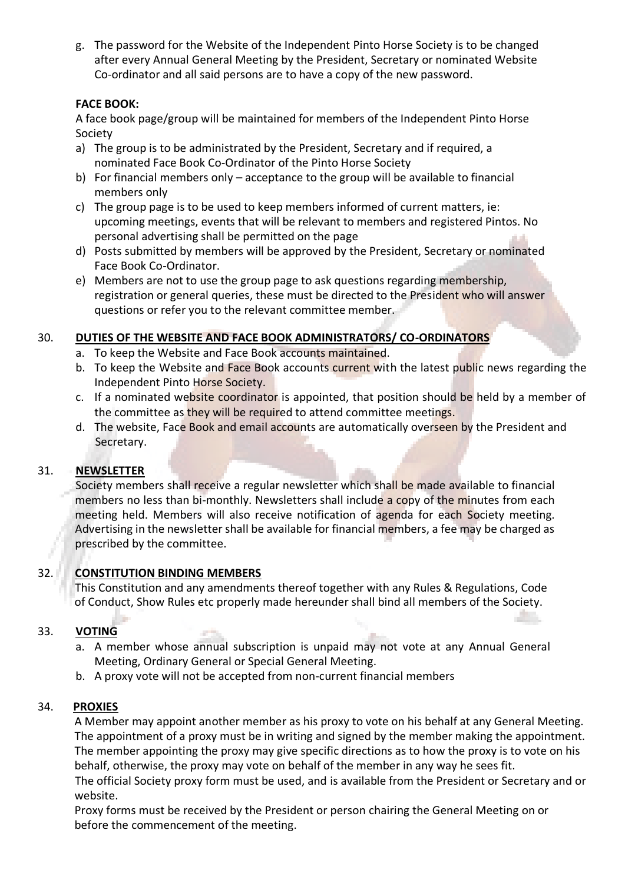g. The password for the Website of the Independent Pinto Horse Society is to be changed after every Annual General Meeting by the President, Secretary or nominated Website Co-ordinator and all said persons are to have a copy of the new password.

**FACE BOOK:**

A face book page/group will be maintained for members of the Independent Pinto Horse Society

a) The group is to be administrated by the President, Secretary and if required, a nominated Face Book Co-Ordinator of the Pinto Horse Society
b) For financial members only – acceptance to the group will be available to financial members only
c) The group page is to be used to keep members informed of current matters, ie: upcoming meetings, events that will be relevant to members and registered Pintos. No personal advertising shall be permitted on the page
d) Posts submitted by members will be approved by the President, Secretary or nominated Face Book Co-Ordinator.
e) Members are not to use the group page to ask questions regarding membership, registration or general queries, these must be directed to the President who will answer questions or refer you to the relevant committee member.

## 30. DUTIES OF THE WEBSITE AND FACE BOOK ADMINISTRATORS/ CO-ORDINATORS

a. To keep the Website and Face Book accounts maintained.
b. To keep the Website and Face Book accounts current with the latest public news regarding the Independent Pinto Horse Society.
c. If a nominated website coordinator is appointed, that position should be held by a member of the committee as they will be required to attend committee meetings.
d. The website, Face Book and email accounts are automatically overseen by the President and Secretary.

## 31. NEWSLETTER

Society members shall receive a regular newsletter which shall be made available to financial members no less than bi-monthly. Newsletters shall include a copy of the minutes from each meeting held. Members will also receive notification of agenda for each Society meeting. Advertising in the newsletter shall be available for financial members, a fee may be charged as prescribed by the committee.

## 32. CONSTITUTION BINDING MEMBERS

This Constitution and any amendments thereof together with any Rules & Regulations, Code of Conduct, Show Rules etc properly made hereunder shall bind all members of the Society.

## 33. VOTING

a. A member whose annual subscription is unpaid may not vote at any Annual General Meeting, Ordinary General or Special General Meeting.
b. A proxy vote will not be accepted from non-current financial members

## 34. PROXIES

A Member may appoint another member as his proxy to vote on his behalf at any General Meeting. The appointment of a proxy must be in writing and signed by the member making the appointment. The member appointing the proxy may give specific directions as to how the proxy is to vote on his behalf, otherwise, the proxy may vote on behalf of the member in any way he sees fit.

The official Society proxy form must be used, and is available from the President or Secretary and or website.

Proxy forms must be received by the President or person chairing the General Meeting on or before the commencement of the meeting.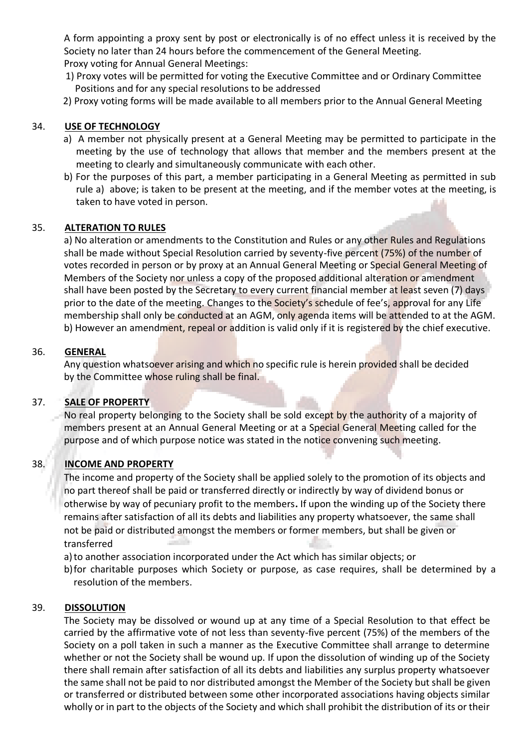A form appointing a proxy sent by post or electronically is of no effect unless it is received by the Society no later than 24 hours before the commencement of the General Meeting.
Proxy voting for Annual General Meetings:

1) Proxy votes will be permitted for voting the Executive Committee and or Ordinary Committee Positions and for any special resolutions to be addressed
2) Proxy voting forms will be made available to all members prior to the Annual General Meeting

## 34. USE OF TECHNOLOGY

a) A member not physically present at a General Meeting may be permitted to participate in the meeting by the use of technology that allows that member and the members present at the meeting to clearly and simultaneously communicate with each other.

b) For the purposes of this part, a member participating in a General Meeting as permitted in sub rule a) above; is taken to be present at the meeting, and if the member votes at the meeting, is taken to have voted in person.

## 35. ALTERATION TO RULES

a) No alteration or amendments to the Constitution and Rules or any other Rules and Regulations shall be made without Special Resolution carried by seventy-five percent (75%) of the number of votes recorded in person or by proxy at an Annual General Meeting or Special General Meeting of Members of the Society nor unless a copy of the proposed additional alteration or amendment shall have been posted by the Secretary to every current financial member at least seven (7) days prior to the date of the meeting. Changes to the Society's schedule of fee's, approval for any Life membership shall only be conducted at an AGM, only agenda items will be attended to at the AGM.
b) However an amendment, repeal or addition is valid only if it is registered by the chief executive.

## 36. GENERAL

Any question whatsoever arising and which no specific rule is herein provided shall be decided by the Committee whose ruling shall be final.

## 37. SALE OF PROPERTY

No real property belonging to the Society shall be sold except by the authority of a majority of members present at an Annual General Meeting or at a Special General Meeting called for the purpose and of which purpose notice was stated in the notice convening such meeting.

## 38. INCOME AND PROPERTY

The income and property of the Society shall be applied solely to the promotion of its objects and no part thereof shall be paid or transferred directly or indirectly by way of dividend bonus or otherwise by way of pecuniary profit to the members**.** If upon the winding up of the Society there remains after satisfaction of all its debts and liabilities any property whatsoever, the same shall not be paid or distributed amongst the members or former members, but shall be given or transferred

a) to another association incorporated under the Act which has similar objects; or
b) for charitable purposes which Society or purpose, as case requires, shall be determined by a resolution of the members.

## 39. DISSOLUTION

The Society may be dissolved or wound up at any time of a Special Resolution to that effect be carried by the affirmative vote of not less than seventy-five percent (75%) of the members of the Society on a poll taken in such a manner as the Executive Committee shall arrange to determine whether or not the Society shall be wound up. If upon the dissolution of winding up of the Society there shall remain after satisfaction of all its debts and liabilities any surplus property whatsoever the same shall not be paid to nor distributed amongst the Member of the Society but shall be given or transferred or distributed between some other incorporated associations having objects similar wholly or in part to the objects of the Society and which shall prohibit the distribution of its or their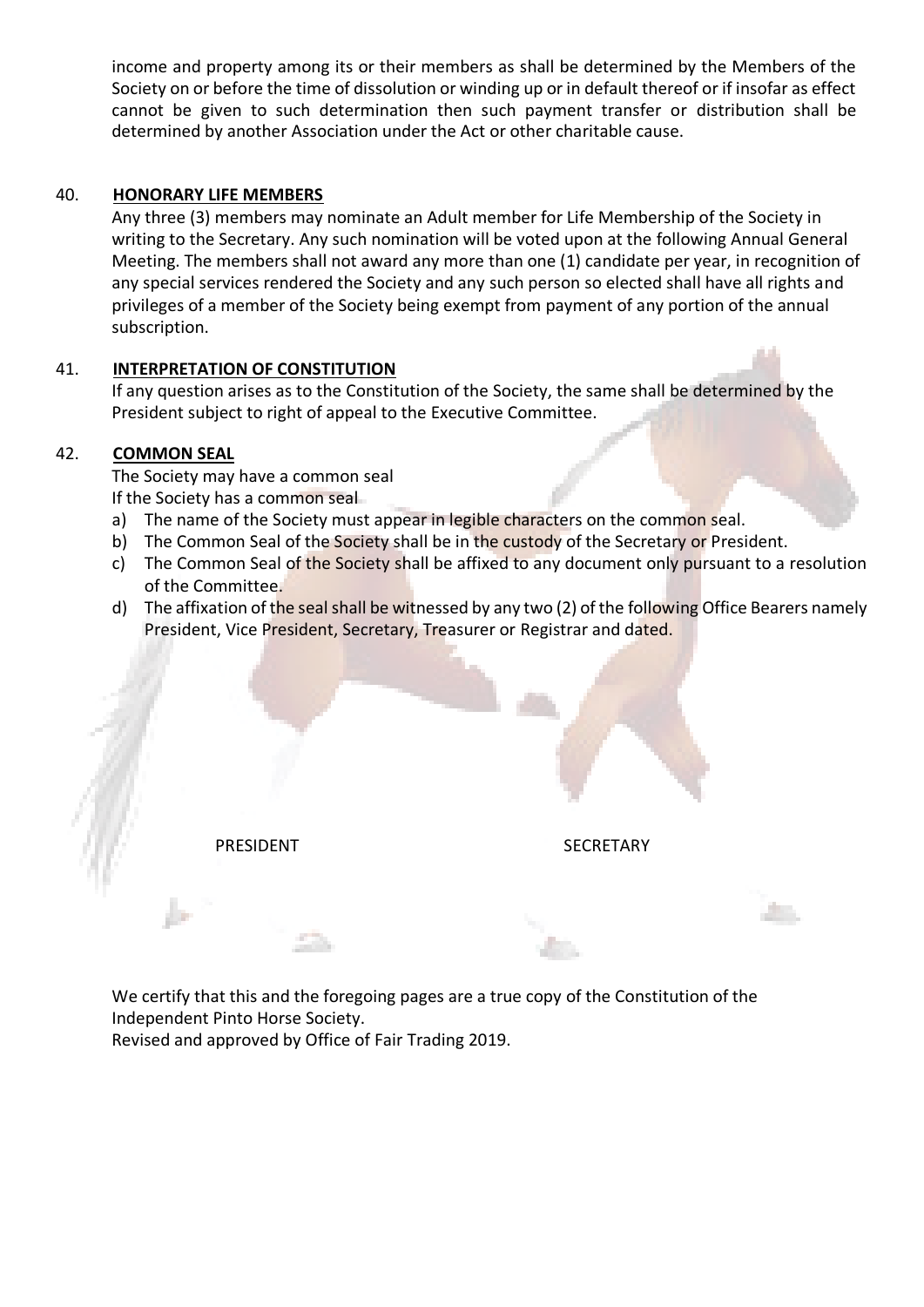income and property among its or their members as shall be determined by the Members of the Society on or before the time of dissolution or winding up or in default thereof or if insofar as effect cannot be given to such determination then such payment transfer or distribution shall be determined by another Association under the Act or other charitable cause.

40. **HONORARY LIFE MEMBERS**

Any three (3) members may nominate an Adult member for Life Membership of the Society in writing to the Secretary. Any such nomination will be voted upon at the following Annual General Meeting. The members shall not award any more than one (1) candidate per year, in recognition of any special services rendered the Society and any such person so elected shall have all rights and privileges of a member of the Society being exempt from payment of any portion of the annual subscription.

41. **INTERPRETATION OF CONSTITUTION**

If any question arises as to the Constitution of the Society, the same shall be determined by the President subject to right of appeal to the Executive Committee.

42. **COMMON SEAL**

The Society may have a common seal
If the Society has a common seal

a) The name of the Society must appear in legible characters on the common seal.
b) The Common Seal of the Society shall be in the custody of the Secretary or President.
c) The Common Seal of the Society shall be affixed to any document only pursuant to a resolution of the Committee.
d) The affixation of the seal shall be witnessed by any two (2) of the following Office Bearers namely President, Vice President, Secretary, Treasurer or Registrar and dated.

PRESIDENT SECRETARY

We certify that this and the foregoing pages are a true copy of the Constitution of the Independent Pinto Horse Society.
Revised and approved by Office of Fair Trading 2019.